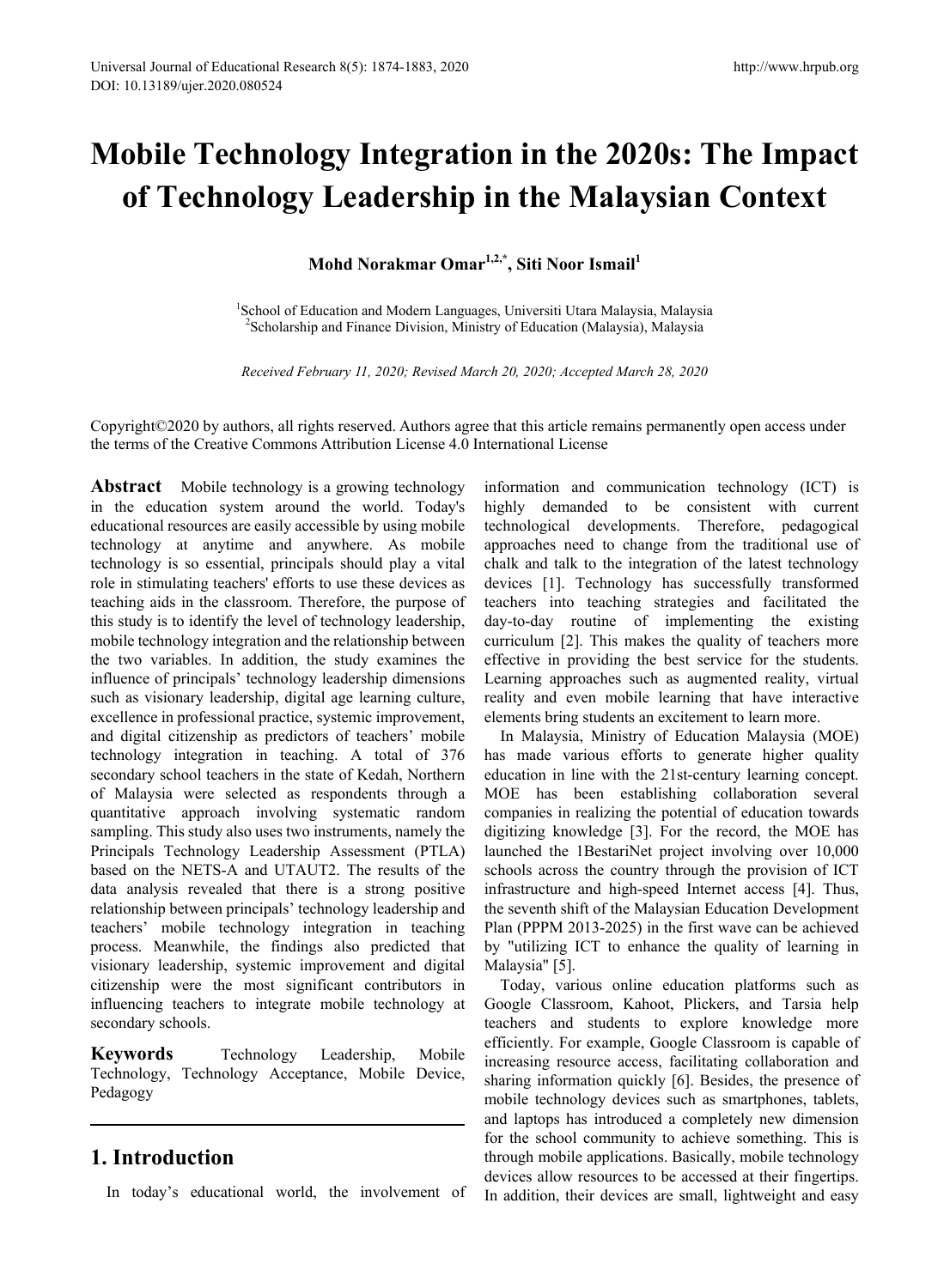# Mobile Technology Integration in the 2020s: The Impact of Technology Leadership in the Malaysian Context

**Mohd Norakmar Omar[1,2,*], Siti Noor Ismail[1]**

[1]School of Education and Modern Languages, Universiti Utara Malaysia, Malaysia
[2]Scholarship and Finance Division, Ministry of Education (Malaysia), Malaysia

*Received February 11, 2020; Revised March 20, 2020; Accepted March 28, 2020*

Copyright©2020 by authors, all rights reserved. Authors agree that this article remains permanently open access under the terms of the Creative Commons Attribution License 4.0 International License

**Abstract** Mobile technology is a growing technology in the education system around the world. Today's educational resources are easily accessible by using mobile technology at anytime and anywhere. As mobile technology is so essential, principals should play a vital role in stimulating teachers' efforts to use these devices as teaching aids in the classroom. Therefore, the purpose of this study is to identify the level of technology leadership, mobile technology integration and the relationship between the two variables. In addition, the study examines the influence of principals' technology leadership dimensions such as visionary leadership, digital age learning culture, excellence in professional practice, systemic improvement, and digital citizenship as predictors of teachers' mobile technology integration in teaching. A total of 376 secondary school teachers in the state of Kedah, Northern of Malaysia were selected as respondents through a quantitative approach involving systematic random sampling. This study also uses two instruments, namely the Principals Technology Leadership Assessment (PTLA) based on the NETS-A and UTAUT2. The results of the data analysis revealed that there is a strong positive relationship between principals' technology leadership and teachers' mobile technology integration in teaching process. Meanwhile, the findings also predicted that visionary leadership, systemic improvement and digital citizenship were the most significant contributors in influencing teachers to integrate mobile technology at secondary schools.

**Keywords** Technology Leadership, Mobile Technology, Technology Acceptance, Mobile Device, Pedagogy

## 1. Introduction

In today's educational world, the involvement of information and communication technology (ICT) is highly demanded to be consistent with current technological developments. Therefore, pedagogical approaches need to change from the traditional use of chalk and talk to the integration of the latest technology devices [1]. Technology has successfully transformed teachers into teaching strategies and facilitated the day-to-day routine of implementing the existing curriculum [2]. This makes the quality of teachers more effective in providing the best service for the students. Learning approaches such as augmented reality, virtual reality and even mobile learning that have interactive elements bring students an excitement to learn more.

In Malaysia, Ministry of Education Malaysia (MOE) has made various efforts to generate higher quality education in line with the 21st-century learning concept. MOE has been establishing collaboration several companies in realizing the potential of education towards digitizing knowledge [3]. For the record, the MOE has launched the 1BestariNet project involving over 10,000 schools across the country through the provision of ICT infrastructure and high-speed Internet access [4]. Thus, the seventh shift of the Malaysian Education Development Plan (PPPM 2013-2025) in the first wave can be achieved by "utilizing ICT to enhance the quality of learning in Malaysia" [5].

Today, various online education platforms such as Google Classroom, Kahoot, Plickers, and Tarsia help teachers and students to explore knowledge more efficiently. For example, Google Classroom is capable of increasing resource access, facilitating collaboration and sharing information quickly [6]. Besides, the presence of mobile technology devices such as smartphones, tablets, and laptops has introduced a completely new dimension for the school community to achieve something. This is through mobile applications. Basically, mobile technology devices allow resources to be accessed at their fingertips. In addition, their devices are small, lightweight and easy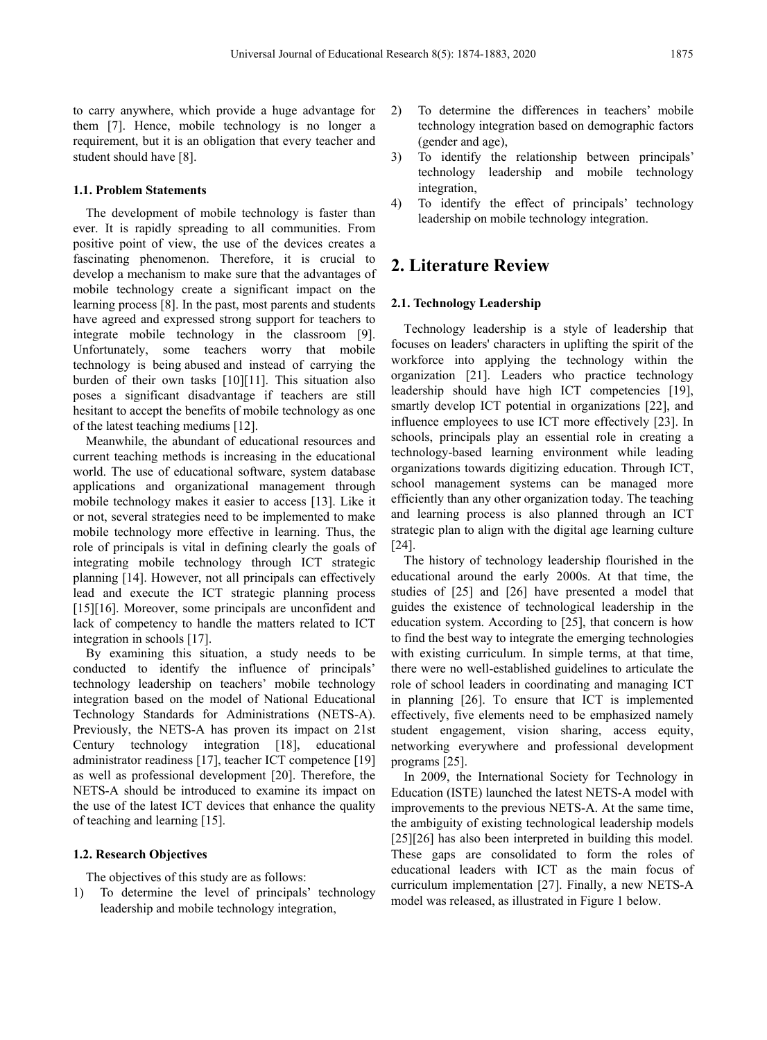to carry anywhere, which provide a huge advantage for them [7]. Hence, mobile technology is no longer a requirement, but it is an obligation that every teacher and student should have [8].

### 1.1. Problem Statements

The development of mobile technology is faster than ever. It is rapidly spreading to all communities. From positive point of view, the use of the devices creates a fascinating phenomenon. Therefore, it is crucial to develop a mechanism to make sure that the advantages of mobile technology create a significant impact on the learning process [8]. In the past, most parents and students have agreed and expressed strong support for teachers to integrate mobile technology in the classroom [9]. Unfortunately, some teachers worry that mobile technology is being abused and instead of carrying the burden of their own tasks [10][11]. This situation also poses a significant disadvantage if teachers are still hesitant to accept the benefits of mobile technology as one of the latest teaching mediums [12].

Meanwhile, the abundant of educational resources and current teaching methods is increasing in the educational world. The use of educational software, system database applications and organizational management through mobile technology makes it easier to access [13]. Like it or not, several strategies need to be implemented to make mobile technology more effective in learning. Thus, the role of principals is vital in defining clearly the goals of integrating mobile technology through ICT strategic planning [14]. However, not all principals can effectively lead and execute the ICT strategic planning process [15][16]. Moreover, some principals are unconfident and lack of competency to handle the matters related to ICT integration in schools [17].

By examining this situation, a study needs to be conducted to identify the influence of principals' technology leadership on teachers' mobile technology integration based on the model of National Educational Technology Standards for Administrations (NETS-A). Previously, the NETS-A has proven its impact on 21st Century technology integration [18], educational administrator readiness [17], teacher ICT competence [19] as well as professional development [20]. Therefore, the NETS-A should be introduced to examine its impact on the use of the latest ICT devices that enhance the quality of teaching and learning [15].

### 1.2. Research Objectives

The objectives of this study are as follows:

1) To determine the level of principals' technology leadership and mobile technology integration,
2) To determine the differences in teachers' mobile technology integration based on demographic factors (gender and age),
3) To identify the relationship between principals' technology leadership and mobile technology integration,
4) To identify the effect of principals' technology leadership on mobile technology integration.

## 2. Literature Review

### 2.1. Technology Leadership

Technology leadership is a style of leadership that focuses on leaders' characters in uplifting the spirit of the workforce into applying the technology within the organization [21]. Leaders who practice technology leadership should have high ICT competencies [19], smartly develop ICT potential in organizations [22], and influence employees to use ICT more effectively [23]. In schools, principals play an essential role in creating a technology-based learning environment while leading organizations towards digitizing education. Through ICT, school management systems can be managed more efficiently than any other organization today. The teaching and learning process is also planned through an ICT strategic plan to align with the digital age learning culture [24].

The history of technology leadership flourished in the educational around the early 2000s. At that time, the studies of [25] and [26] have presented a model that guides the existence of technological leadership in the education system. According to [25], that concern is how to find the best way to integrate the emerging technologies with existing curriculum. In simple terms, at that time, there were no well-established guidelines to articulate the role of school leaders in coordinating and managing ICT in planning [26]. To ensure that ICT is implemented effectively, five elements need to be emphasized namely student engagement, vision sharing, access equity, networking everywhere and professional development programs [25].

In 2009, the International Society for Technology in Education (ISTE) launched the latest NETS-A model with improvements to the previous NETS-A. At the same time, the ambiguity of existing technological leadership models [25][26] has also been interpreted in building this model. These gaps are consolidated to form the roles of educational leaders with ICT as the main focus of curriculum implementation [27]. Finally, a new NETS-A model was released, as illustrated in Figure 1 below.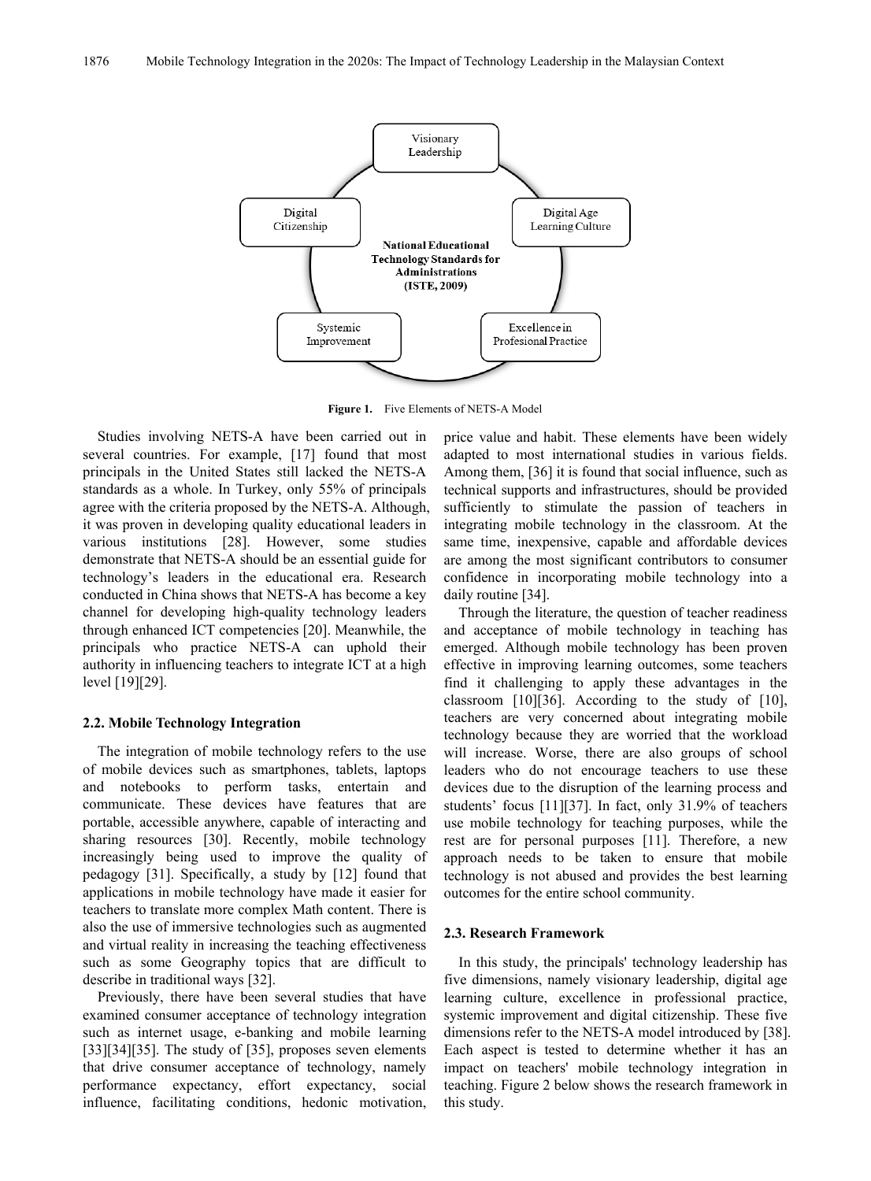Visionary Leadership

Digital Age Learning Culture

Excellence in Profesional Practice

Systemic Improvement

Digital Citizenship

**National Educational Technology Standards for Administrations (ISTE, 2009)**

**Figure 1.** Five Elements of NETS-A Model

Studies involving NETS-A have been carried out in several countries. For example, [17] found that most principals in the United States still lacked the NETS-A standards as a whole. In Turkey, only 55% of principals agree with the criteria proposed by the NETS-A. Although, it was proven in developing quality educational leaders in various institutions [28]. However, some studies demonstrate that NETS-A should be an essential guide for technology's leaders in the educational era. Research conducted in China shows that NETS-A has become a key channel for developing high-quality technology leaders through enhanced ICT competencies [20]. Meanwhile, the principals who practice NETS-A can uphold their authority in influencing teachers to integrate ICT at a high level [19][29].

### 2.2. Mobile Technology Integration

The integration of mobile technology refers to the use of mobile devices such as smartphones, tablets, laptops and notebooks to perform tasks, entertain and communicate. These devices have features that are portable, accessible anywhere, capable of interacting and sharing resources [30]. Recently, mobile technology increasingly being used to improve the quality of pedagogy [31]. Specifically, a study by [12] found that applications in mobile technology have made it easier for teachers to translate more complex Math content. There is also the use of immersive technologies such as augmented and virtual reality in increasing the teaching effectiveness such as some Geography topics that are difficult to describe in traditional ways [32].

Previously, there have been several studies that have examined consumer acceptance of technology integration such as internet usage, e-banking and mobile learning [33][34][35]. The study of [35], proposes seven elements that drive consumer acceptance of technology, namely performance expectancy, effort expectancy, social influence, facilitating conditions, hedonic motivation, price value and habit. These elements have been widely adapted to most international studies in various fields. Among them, [36] it is found that social influence, such as technical supports and infrastructures, should be provided sufficiently to stimulate the passion of teachers in integrating mobile technology in the classroom. At the same time, inexpensive, capable and affordable devices are among the most significant contributors to consumer confidence in incorporating mobile technology into a daily routine [34].

Through the literature, the question of teacher readiness and acceptance of mobile technology in teaching has emerged. Although mobile technology has been proven effective in improving learning outcomes, some teachers find it challenging to apply these advantages in the classroom [10][36]. According to the study of [10], teachers are very concerned about integrating mobile technology because they are worried that the workload will increase. Worse, there are also groups of school leaders who do not encourage teachers to use these devices due to the disruption of the learning process and students' focus [11][37]. In fact, only 31.9% of teachers use mobile technology for teaching purposes, while the rest are for personal purposes [11]. Therefore, a new approach needs to be taken to ensure that mobile technology is not abused and provides the best learning outcomes for the entire school community.

### 2.3. Research Framework

In this study, the principals' technology leadership has five dimensions, namely visionary leadership, digital age learning culture, excellence in professional practice, systemic improvement and digital citizenship. These five dimensions refer to the NETS-A model introduced by [38]. Each aspect is tested to determine whether it has an impact on teachers' mobile technology integration in teaching. Figure 2 below shows the research framework in this study.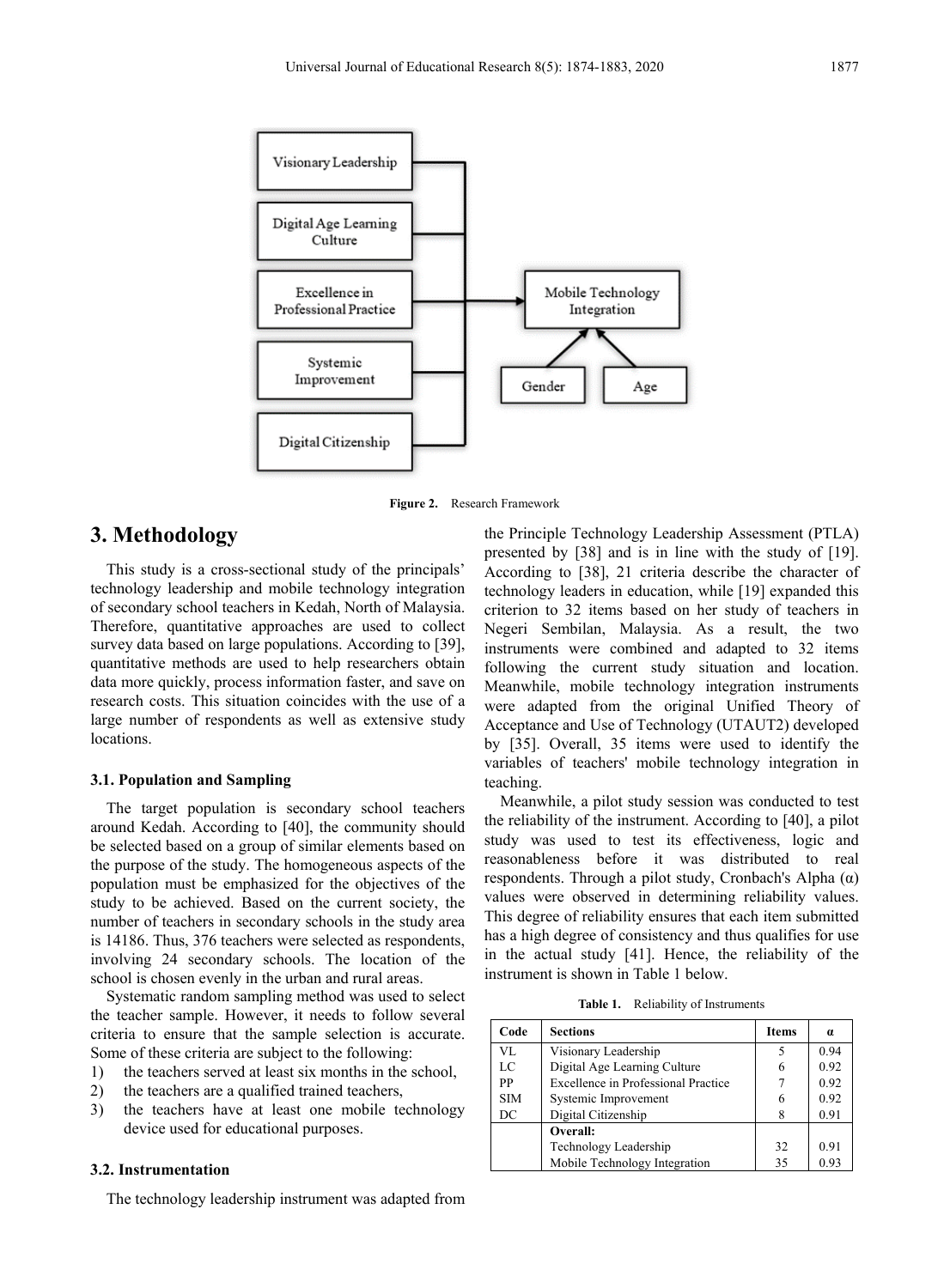Visionary Leadership

Digital Age Learning Culture

Excellence in Professional Practice

Systemic Improvement

Digital Citizenship

Mobile Technology Integration

Gender

Age

**Figure 2.** Research Framework

# 3. Methodology

This study is a cross-sectional study of the principals' technology leadership and mobile technology integration of secondary school teachers in Kedah, North of Malaysia. Therefore, quantitative approaches are used to collect survey data based on large populations. According to [39], quantitative methods are used to help researchers obtain data more quickly, process information faster, and save on research costs. This situation coincides with the use of a large number of respondents as well as extensive study locations.

### 3.1. Population and Sampling

The target population is secondary school teachers around Kedah. According to [40], the community should be selected based on a group of similar elements based on the purpose of the study. The homogeneous aspects of the population must be emphasized for the objectives of the study to be achieved. Based on the current society, the number of teachers in secondary schools in the study area is 14186. Thus, 376 teachers were selected as respondents, involving 24 secondary schools. The location of the school is chosen evenly in the urban and rural areas.

Systematic random sampling method was used to select the teacher sample. However, it needs to follow several criteria to ensure that the sample selection is accurate. Some of these criteria are subject to the following:

1) the teachers served at least six months in the school,
2) the teachers are a qualified trained teachers,
3) the teachers have at least one mobile technology device used for educational purposes.

### 3.2. Instrumentation

The technology leadership instrument was adapted from the Principle Technology Leadership Assessment (PTLA) presented by [38] and is in line with the study of [19]. According to [38], 21 criteria describe the character of technology leaders in education, while [19] expanded this criterion to 32 items based on her study of teachers in Negeri Sembilan, Malaysia. As a result, the two instruments were combined and adapted to 32 items following the current study situation and location. Meanwhile, mobile technology integration instruments were adapted from the original Unified Theory of Acceptance and Use of Technology (UTAUT2) developed by [35]. Overall, 35 items were used to identify the variables of teachers' mobile technology integration in teaching.

Meanwhile, a pilot study session was conducted to test the reliability of the instrument. According to [40], a pilot study was used to test its effectiveness, logic and reasonableness before it was distributed to real respondents. Through a pilot study, Cronbach's Alpha (α) values were observed in determining reliability values. This degree of reliability ensures that each item submitted has a high degree of consistency and thus qualifies for use in the actual study [41]. Hence, the reliability of the instrument is shown in Table 1 below.

**Table 1.** Reliability of Instruments

| Code | Sections | Items | α |
|---|---|---|---|
| VL | Visionary Leadership | 5 | 0.94 |
| LC | Digital Age Learning Culture | 6 | 0.92 |
| PP | Excellence in Professional Practice | 7 | 0.92 |
| SIM | Systemic Improvement | 6 | 0.92 |
| DC | Digital Citizenship | 8 | 0.91 |
| | **Overall:** | | |
| | Technology Leadership | 32 | 0.91 |
| | Mobile Technology Integration | 35 | 0.93 |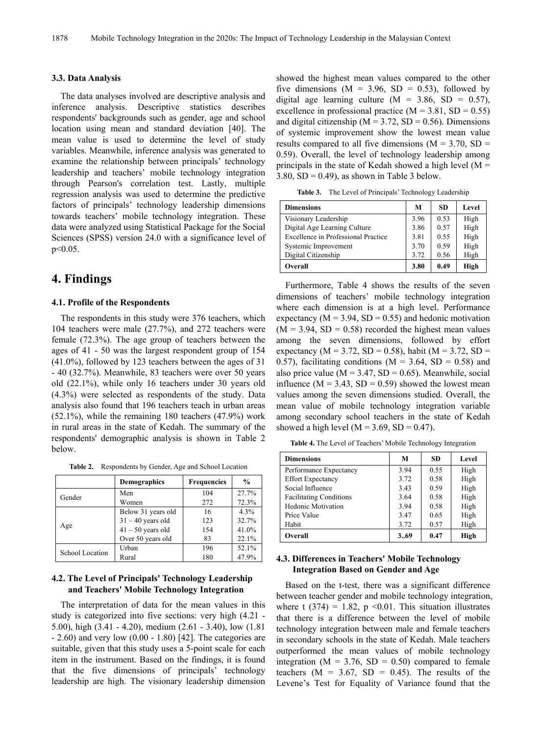### 3.3. Data Analysis

The data analyses involved are descriptive analysis and inference analysis. Descriptive statistics describes respondents' backgrounds such as gender, age and school location using mean and standard deviation [40]. The mean value is used to determine the level of study variables. Meanwhile, inference analysis was generated to examine the relationship between principals' technology leadership and teachers' mobile technology integration through Pearson's correlation test. Lastly, multiple regression analysis was used to determine the predictive factors of principals' technology leadership dimensions towards teachers' mobile technology integration. These data were analyzed using Statistical Package for the Social Sciences (SPSS) version 24.0 with a significance level of $p<0.05$.

## 4. Findings

### 4.1. Profile of the Respondents

The respondents in this study were 376 teachers, which 104 teachers were male (27.7%), and 272 teachers were female (72.3%). The age group of teachers between the ages of 41 - 50 was the largest respondent group of 154 (41.0%), followed by 123 teachers between the ages of 31 - 40 (32.7%). Meanwhile, 83 teachers were over 50 years old (22.1%), while only 16 teachers under 30 years old (4.3%) were selected as respondents of the study. Data analysis also found that 196 teachers teach in urban areas (52.1%), while the remaining 180 teachers (47.9%) work in rural areas in the state of Kedah. The summary of the respondents' demographic analysis is shown in Table 2 below.

**Table 2.** Respondents by Gender, Age and School Location

| | Demographics | Frequencies | % |
|---|---|---|---|
| Gender | Men | 104 | 27.7% |
| | Women | 272 | 72.3% |
| Age | Below 31 years old | 16 | 4.3% |
| | 31 – 40 years old | 123 | 32.7% |
| | 41 – 50 years old | 154 | 41.0% |
| | Over 50 years old | 83 | 22.1% |
| School Location | Urban | 196 | 52.1% |
| | Rural | 180 | 47.9% |

### 4.2. The Level of Principals' Technology Leadership and Teachers' Mobile Technology Integration

The interpretation of data for the mean values in this study is categorized into five sections: very high (4.21 - 5.00), high (3.41 - 4.20), medium (2.61 - 3.40), low (1.81 - 2.60) and very low (0.00 - 1.80) [42]. The categories are suitable, given that this study uses a 5-point scale for each item in the instrument. Based on the findings, it is found that the five dimensions of principals' technology leadership are high. The visionary leadership dimension showed the highest mean values compared to the other five dimensions (M = 3.96, SD = 0.53), followed by digital age learning culture (M = 3.86, SD = 0.57), excellence in professional practice (M = 3.81, SD = 0.55) and digital citizenship (M = 3.72, SD = 0.56). Dimensions of systemic improvement show the lowest mean value results compared to all five dimensions (M = 3.70, SD = 0.59). Overall, the level of technology leadership among principals in the state of Kedah showed a high level (M = 3.80, SD = 0.49), as shown in Table 3 below.

**Table 3.** The Level of Principals' Technology Leadership

| Dimensions | M | SD | Level |
|---|---|---|---|
| Visionary Leadership | 3.96 | 0.53 | High |
| Digital Age Learning Culture | 3.86 | 0.57 | High |
| Excellence in Professional Practice | 3.81 | 0.55 | High |
| Systemic Improvement | 3.70 | 0.59 | High |
| Digital Citizenship | 3.72 | 0.56 | High |
| **Overall** | **3.80** | **0.49** | **High** |

Furthermore, Table 4 shows the results of the seven dimensions of teachers' mobile technology integration where each dimension is at a high level. Performance expectancy (M = 3.94, SD = 0.55) and hedonic motivation (M = 3.94, SD = 0.58) recorded the highest mean values among the seven dimensions, followed by effort expectancy (M = 3.72, SD = 0.58), habit (M = 3.72, SD = 0.57), facilitating conditions (M = 3.64, SD = 0.58) and also price value (M = 3.47, SD = 0.65). Meanwhile, social influence (M = 3.43, SD = 0.59) showed the lowest mean values among the seven dimensions studied. Overall, the mean value of mobile technology integration variable among secondary school teachers in the state of Kedah showed a high level (M = 3.69, SD = 0.47).

**Table 4.** The Level of Teachers' Mobile Technology Integration

| Dimensions | M | SD | Level |
|---|---|---|---|
| Performance Expectancy | 3.94 | 0.55 | High |
| Effort Expectancy | 3.72 | 0.58 | High |
| Social Influence | 3.43 | 0.59 | High |
| Facilitating Conditions | 3.64 | 0.58 | High |
| Hedonic Motivation | 3.94 | 0.58 | High |
| Price Value | 3.47 | 0.65 | High |
| Habit | 3.72 | 0.57 | High |
| **Overall** | **3..69** | **0.47** | **High** |

### 4.3. Differences in Teachers' Mobile Technology Integration Based on Gender and Age

Based on the t-test, there was a significant difference between teacher gender and mobile technology integration, where $t(374) = 1.82$, $p < 0.01$. This situation illustrates that there is a difference between the level of mobile technology integration between male and female teachers in secondary schools in the state of Kedah. Male teachers outperformed the mean values of mobile technology integration (M = 3.76, SD = 0.50) compared to female teachers (M = 3.67, SD = 0.45). The results of the Levene's Test for Equality of Variance found that the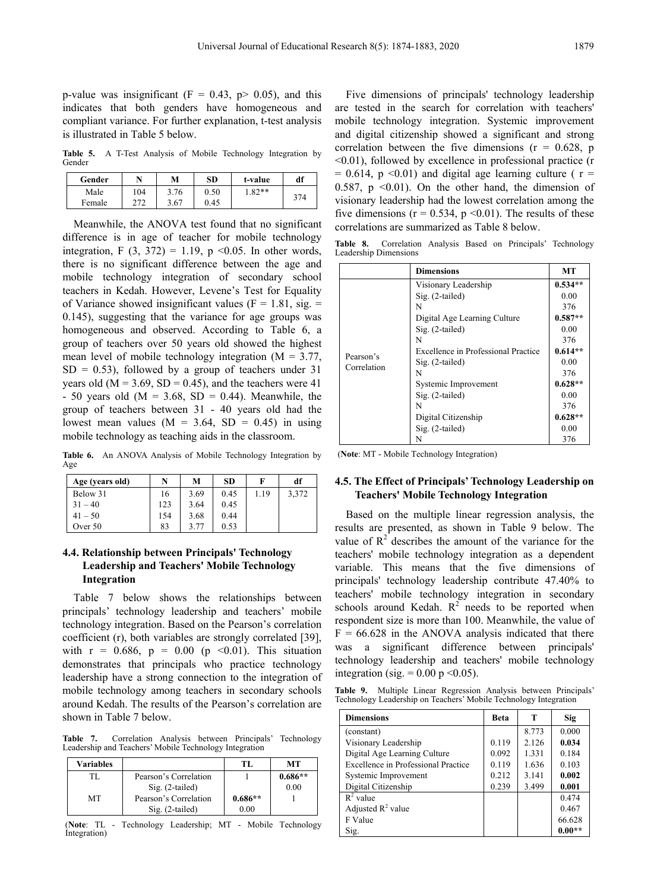p-value was insignificant (F = 0.43, p> 0.05), and this indicates that both genders have homogeneous and compliant variance. For further explanation, t-test analysis is illustrated in Table 5 below.

**Table 5.** A T-Test Analysis of Mobile Technology Integration by Gender

| Gender | N | M | SD | t-value | df |
|---|---|---|---|---|---|
| Male | 104 | 3.76 | 0.50 | 1.82** | 374 |
| Female | 272 | 3.67 | 0.45 | | |

Meanwhile, the ANOVA test found that no significant difference is in age of teacher for mobile technology integration, F (3, 372) = 1.19, p <0.05. In other words, there is no significant difference between the age and mobile technology integration of secondary school teachers in Kedah. However, Levene's Test for Equality of Variance showed insignificant values (F = 1.81, sig. = 0.145), suggesting that the variance for age groups was homogeneous and observed. According to Table 6, a group of teachers over 50 years old showed the highest mean level of mobile technology integration (M = 3.77, SD = 0.53), followed by a group of teachers under 31 years old (M = 3.69, SD = 0.45), and the teachers were 41 - 50 years old (M = 3.68, SD = 0.44). Meanwhile, the group of teachers between 31 - 40 years old had the lowest mean values (M = 3.64, SD = 0.45) in using mobile technology as teaching aids in the classroom.

**Table 6.** An ANOVA Analysis of Mobile Technology Integration by Age

| Age (years old) | N | M | SD | F | df |
|---|---|---|---|---|---|
| Below 31 | 16 | 3.69 | 0.45 | 1.19 | 3,372 |
| 31 – 40 | 123 | 3.64 | 0.45 | | |
| 41 – 50 | 154 | 3.68 | 0.44 | | |
| Over 50 | 83 | 3.77 | 0.53 | | |

### 4.4. Relationship between Principals' Technology Leadership and Teachers' Mobile Technology Integration

Table 7 below shows the relationships between principals' technology leadership and teachers' mobile technology integration. Based on the Pearson's correlation coefficient (r), both variables are strongly correlated [39], with r = 0.686, p = 0.00 (p <0.01). This situation demonstrates that principals who practice technology leadership have a strong connection to the integration of mobile technology among teachers in secondary schools around Kedah. The results of the Pearson's correlation are shown in Table 7 below.

**Table 7.** Correlation Analysis between Principals' Technology Leadership and Teachers' Mobile Technology Integration

| Variables | | TL | MT |
|---|---|---|---|
| TL | Pearson's Correlation | 1 | **0.686**** |
| | Sig. (2-tailed) | | 0.00 |
| MT | Pearson's Correlation | **0.686**** | 1 |
| | Sig. (2-tailed) | 0.00 | |

(**Note**: TL - Technology Leadership; MT - Mobile Technology Integration)

Five dimensions of principals' technology leadership are tested in the search for correlation with teachers' mobile technology integration. Systemic improvement and digital citizenship showed a significant and strong correlation between the five dimensions (r = 0.628, p <0.01), followed by excellence in professional practice (r = 0.614, p <0.01) and digital age learning culture ( r = 0.587, p <0.01). On the other hand, the dimension of visionary leadership had the lowest correlation among the five dimensions (r = 0.534, p <0.01). The results of these correlations are summarized as Table 8 below.

**Table 8.** Correlation Analysis Based on Principals' Technology Leadership Dimensions

| | Dimensions | MT |
|---|---|---|
| Pearson's Correlation | Visionary Leadership | **0.534**** |
| | Sig. (2-tailed) | 0.00 |
| | N | 376 |
| | Digital Age Learning Culture | **0.587**** |
| | Sig. (2-tailed) | 0.00 |
| | N | 376 |
| | Excellence in Professional Practice | **0.614**** |
| | Sig. (2-tailed) | 0.00 |
| | N | 376 |
| | Systemic Improvement | **0.628**** |
| | Sig. (2-tailed) | 0.00 |
| | N | 376 |
| | Digital Citizenship | **0.628**** |
| | Sig. (2-tailed) | 0.00 |
| | N | 376 |

(**Note**: MT - Mobile Technology Integration)

### 4.5. The Effect of Principals' Technology Leadership on Teachers' Mobile Technology Integration

Based on the multiple linear regression analysis, the results are presented, as shown in Table 9 below. The value of $R^2$ describes the amount of the variance for the teachers' mobile technology integration as a dependent variable. This means that the five dimensions of principals' technology leadership contribute 47.40% to teachers' mobile technology integration in secondary schools around Kedah. $R^2$ needs to be reported when respondent size is more than 100. Meanwhile, the value of F = 66.628 in the ANOVA analysis indicated that there was a significant difference between principals' technology leadership and teachers' mobile technology integration (sig. = 0.00 p <0.05).

**Table 9.** Multiple Linear Regression Analysis between Principals' Technology Leadership on Teachers' Mobile Technology Integration

| Dimensions | Beta | T | Sig |
|---|---|---|---|
| (constant) | | 8.773 | 0.000 |
| Visionary Leadership | 0.119 | 2.126 | **0.034** |
| Digital Age Learning Culture | 0.092 | 1.331 | 0.184 |
| Excellence in Professional Practice | 0.119 | 1.636 | 0.103 |
| Systemic Improvement | 0.212 | 3.141 | **0.002** |
| Digital Citizenship | 0.239 | 3.499 | **0.001** |
| $R^2$ value | | | 0.474 |
| Adjusted $R^2$ value | | | 0.467 |
| F Value | | | 66.628 |
| Sig. | | | **0.00**** |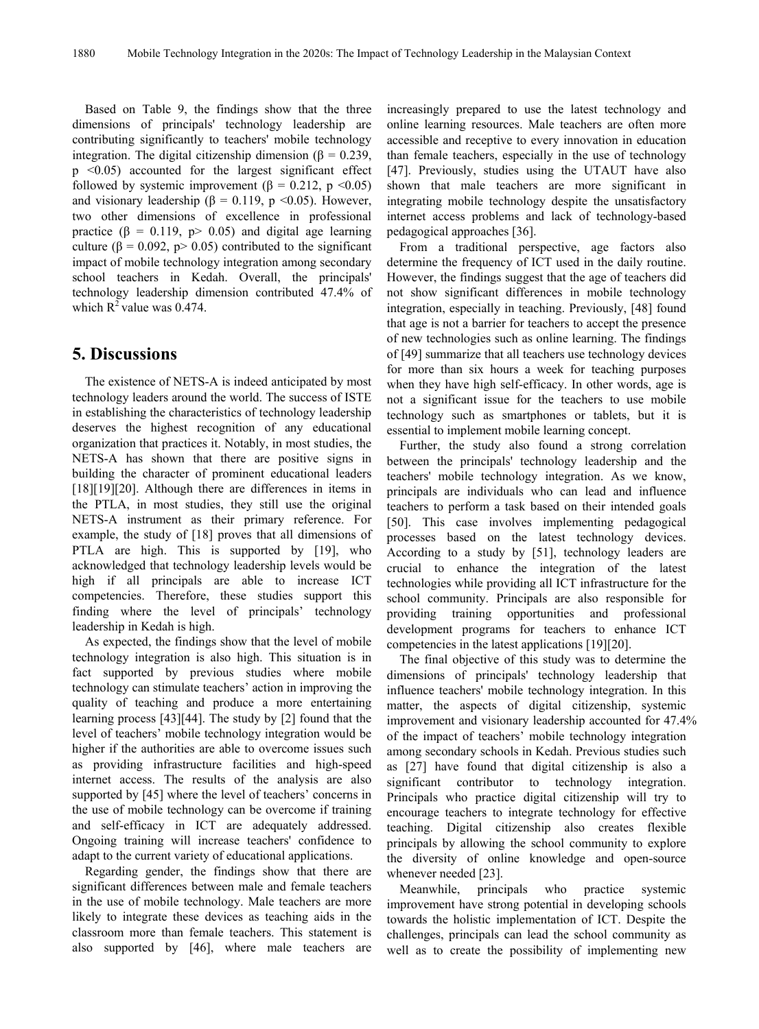Based on Table 9, the findings show that the three dimensions of principals' technology leadership are contributing significantly to teachers' mobile technology integration. The digital citizenship dimension ($\beta = 0.239$, $p < 0.05$) accounted for the largest significant effect followed by systemic improvement ($\beta = 0.212$, $p < 0.05$) and visionary leadership ($\beta = 0.119$, $p < 0.05$). However, two other dimensions of excellence in professional practice ($\beta = 0.119$, $p > 0.05$) and digital age learning culture ($\beta = 0.092$, $p > 0.05$) contributed to the significant impact of mobile technology integration among secondary school teachers in Kedah. Overall, the principals' technology leadership dimension contributed 47.4% of which $R^2$ value was 0.474.

## 5. Discussions

The existence of NETS-A is indeed anticipated by most technology leaders around the world. The success of ISTE in establishing the characteristics of technology leadership deserves the highest recognition of any educational organization that practices it. Notably, in most studies, the NETS-A has shown that there are positive signs in building the character of prominent educational leaders [18][19][20]. Although there are differences in items in the PTLA, in most studies, they still use the original NETS-A instrument as their primary reference. For example, the study of [18] proves that all dimensions of PTLA are high. This is supported by [19], who acknowledged that technology leadership levels would be high if all principals are able to increase ICT competencies. Therefore, these studies support this finding where the level of principals' technology leadership in Kedah is high.

As expected, the findings show that the level of mobile technology integration is also high. This situation is in fact supported by previous studies where mobile technology can stimulate teachers' action in improving the quality of teaching and produce a more entertaining learning process [43][44]. The study by [2] found that the level of teachers' mobile technology integration would be higher if the authorities are able to overcome issues such as providing infrastructure facilities and high-speed internet access. The results of the analysis are also supported by [45] where the level of teachers' concerns in the use of mobile technology can be overcome if training and self-efficacy in ICT are adequately addressed. Ongoing training will increase teachers' confidence to adapt to the current variety of educational applications.

Regarding gender, the findings show that there are significant differences between male and female teachers in the use of mobile technology. Male teachers are more likely to integrate these devices as teaching aids in the classroom more than female teachers. This statement is also supported by [46], where male teachers are increasingly prepared to use the latest technology and online learning resources. Male teachers are often more accessible and receptive to every innovation in education than female teachers, especially in the use of technology [47]. Previously, studies using the UTAUT have also shown that male teachers are more significant in integrating mobile technology despite the unsatisfactory internet access problems and lack of technology-based pedagogical approaches [36].

From a traditional perspective, age factors also determine the frequency of ICT used in the daily routine. However, the findings suggest that the age of teachers did not show significant differences in mobile technology integration, especially in teaching. Previously, [48] found that age is not a barrier for teachers to accept the presence of new technologies such as online learning. The findings of [49] summarize that all teachers use technology devices for more than six hours a week for teaching purposes when they have high self-efficacy. In other words, age is not a significant issue for the teachers to use mobile technology such as smartphones or tablets, but it is essential to implement mobile learning concept.

Further, the study also found a strong correlation between the principals' technology leadership and the teachers' mobile technology integration. As we know, principals are individuals who can lead and influence teachers to perform a task based on their intended goals [50]. This case involves implementing pedagogical processes based on the latest technology devices. According to a study by [51], technology leaders are crucial to enhance the integration of the latest technologies while providing all ICT infrastructure for the school community. Principals are also responsible for providing training opportunities and professional development programs for teachers to enhance ICT competencies in the latest applications [19][20].

The final objective of this study was to determine the dimensions of principals' technology leadership that influence teachers' mobile technology integration. In this matter, the aspects of digital citizenship, systemic improvement and visionary leadership accounted for 47.4% of the impact of teachers' mobile technology integration among secondary schools in Kedah. Previous studies such as [27] have found that digital citizenship is also a significant contributor to technology integration. Principals who practice digital citizenship will try to encourage teachers to integrate technology for effective teaching. Digital citizenship also creates flexible principals by allowing the school community to explore the diversity of online knowledge and open-source whenever needed [23].

Meanwhile, principals who practice systemic improvement have strong potential in developing schools towards the holistic implementation of ICT. Despite the challenges, principals can lead the school community as well as to create the possibility of implementing new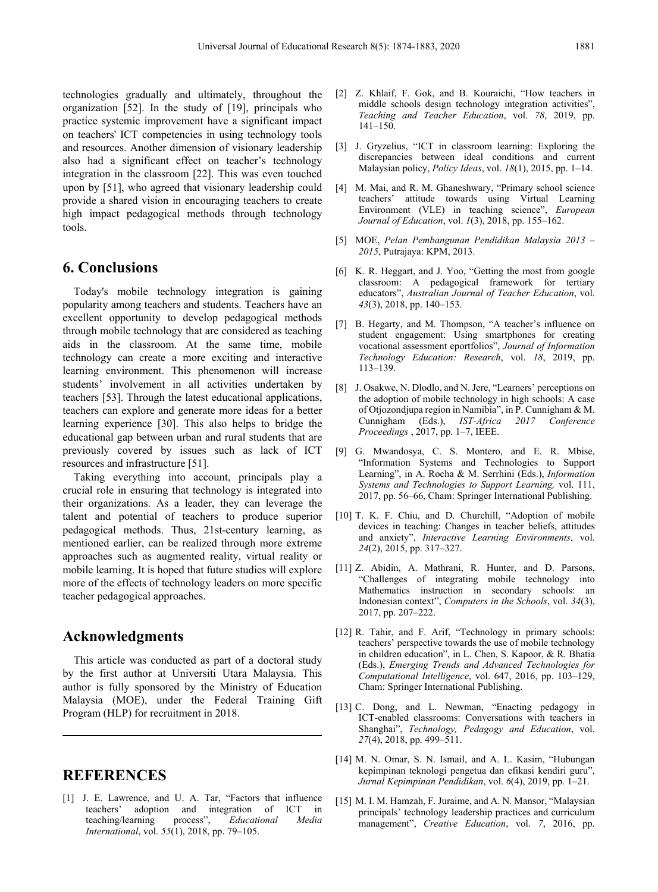technologies gradually and ultimately, throughout the organization [52]. In the study of [19], principals who practice systemic improvement have a significant impact on teachers' ICT competencies in using technology tools and resources. Another dimension of visionary leadership also had a significant effect on teacher's technology integration in the classroom [22]. This was even touched upon by [51], who agreed that visionary leadership could provide a shared vision in encouraging teachers to create high impact pedagogical methods through technology tools.

## 6. Conclusions

Today's mobile technology integration is gaining popularity among teachers and students. Teachers have an excellent opportunity to develop pedagogical methods through mobile technology that are considered as teaching aids in the classroom. At the same time, mobile technology can create a more exciting and interactive learning environment. This phenomenon will increase students' involvement in all activities undertaken by teachers [53]. Through the latest educational applications, teachers can explore and generate more ideas for a better learning experience [30]. This also helps to bridge the educational gap between urban and rural students that are previously covered by issues such as lack of ICT resources and infrastructure [51].

Taking everything into account, principals play a crucial role in ensuring that technology is integrated into their organizations. As a leader, they can leverage the talent and potential of teachers to produce superior pedagogical methods. Thus, 21st-century learning, as mentioned earlier, can be realized through more extreme approaches such as augmented reality, virtual reality or mobile learning. It is hoped that future studies will explore more of the effects of technology leaders on more specific teacher pedagogical approaches.

## Acknowledgments

This article was conducted as part of a doctoral study by the first author at Universiti Utara Malaysia. This author is fully sponsored by the Ministry of Education Malaysia (MOE), under the Federal Training Gift Program (HLP) for recruitment in 2018.

## REFERENCES

[1] J. E. Lawrence, and U. A. Tar, "Factors that influence teachers' adoption and integration of ICT in teaching/learning process", *Educational Media International*, vol. *55*(1), 2018, pp. 79–105.

[2] Z. Khlaif, F. Gok, and B. Kouraichi, "How teachers in middle schools design technology integration activities", *Teaching and Teacher Education*, vol. *78*, 2019, pp. 141–150.

[3] J. Gryzelius, "ICT in classroom learning: Exploring the discrepancies between ideal conditions and current Malaysian policy, *Policy Ideas*, vol. *18*(1), 2015, pp. 1–14.

[4] M. Mai, and R. M. Ghaneshwary, "Primary school science teachers' attitude towards using Virtual Learning Environment (VLE) in teaching science", *European Journal of Education*, vol. *1*(3), 2018, pp. 155–162.

[5] MOE, *Pelan Pembangunan Pendidikan Malaysia 2013 – 2015*, Putrajaya: KPM, 2013.

[6] K. R. Heggart, and J. Yoo, "Getting the most from google classroom: A pedagogical framework for tertiary educators", *Australian Journal of Teacher Education*, vol. *43*(3), 2018, pp. 140–153.

[7] B. Hegarty, and M. Thompson, "A teacher's influence on student engagement: Using smartphones for creating vocational assessment eportfolios", *Journal of Information Technology Education: Research*, vol. *18*, 2019, pp. 113–139.

[8] J. Osakwe, N. Dlodlo, and N. Jere, "Learners' perceptions on the adoption of mobile technology in high schools: A case of Otjozondjupa region in Namibia", in P. Cunnigham & M. Cunnigham (Eds.), *IST-Africa 2017 Conference Proceedings* , 2017, pp. 1–7, IEEE.

[9] G. Mwandosya, C. S. Montero, and E. R. Mbise, "Information Systems and Technologies to Support Learning", in A. Rocha & M. Serrhini (Eds.), *Information Systems and Technologies to Support Learning,* vol. 111, 2017, pp. 56–66, Cham: Springer International Publishing.

[10] T. K. F. Chiu, and D. Churchill, "Adoption of mobile devices in teaching: Changes in teacher beliefs, attitudes and anxiety", *Interactive Learning Environments*, vol. *24*(2), 2015, pp. 317–327.

[11] Z. Abidin, A. Mathrani, R. Hunter, and D. Parsons, "Challenges of integrating mobile technology into Mathematics instruction in secondary schools: an Indonesian context", *Computers in the Schools*, vol. *34*(3), 2017, pp. 207–222.

[12] R. Tahir, and F. Arif, "Technology in primary schools: teachers' perspective towards the use of mobile technology in children education", in L. Chen, S. Kapoor, & R. Bhatia (Eds.), *Emerging Trends and Advanced Technologies for Computational Intelligence*, vol. 647, 2016, pp. 103–129, Cham: Springer International Publishing.

[13] C. Dong, and L. Newman, "Enacting pedagogy in ICT-enabled classrooms: Conversations with teachers in Shanghai", *Technology, Pedagogy and Education*, vol. *27*(4), 2018, pp. 499–511.

[14] M. N. Omar, S. N. Ismail, and A. L. Kasim, "Hubungan kepimpinan teknologi pengetua dan efikasi kendiri guru", *Jurnal Kepimpinan Pendidikan*, vol. *6*(4), 2019, pp. 1–21.

[15] M. I. M. Hamzah, F. Juraime, and A. N. Mansor, "Malaysian principals' technology leadership practices and curriculum management", *Creative Education*, vol. *7*, 2016, pp.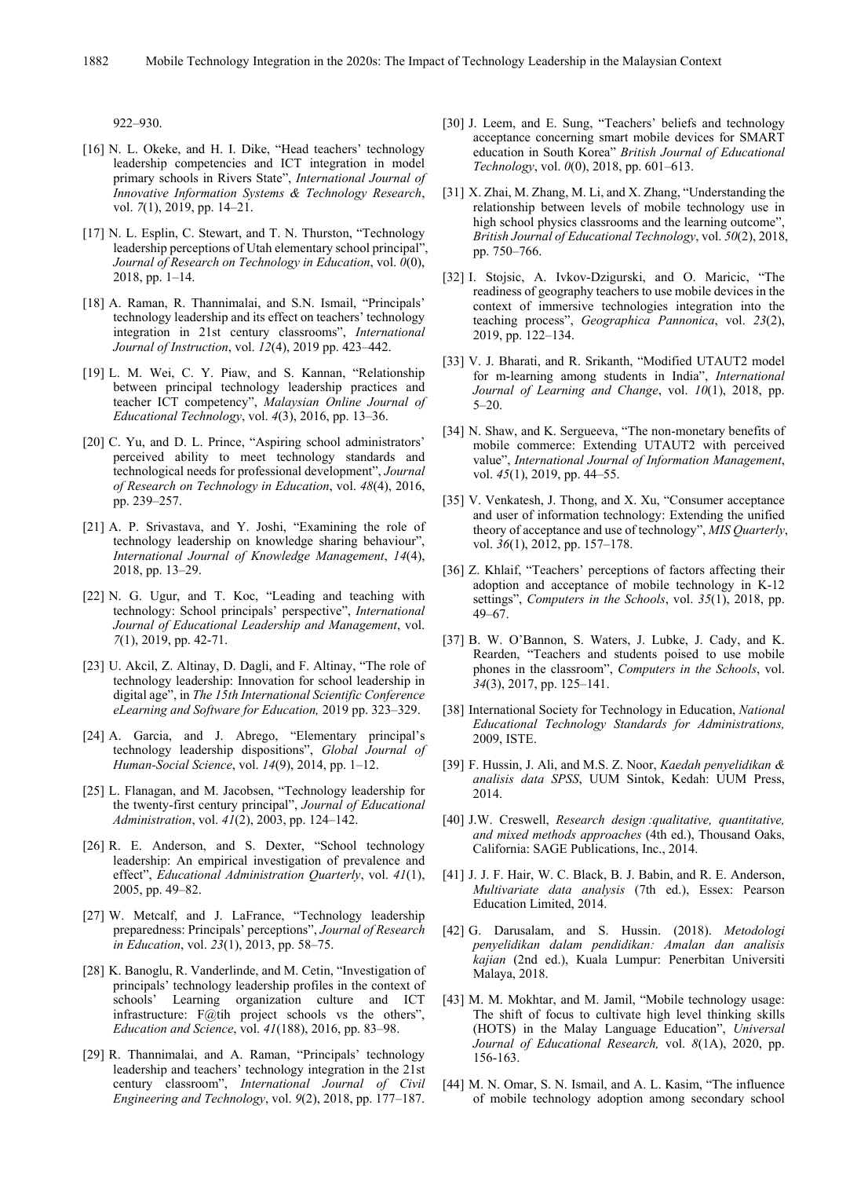922–930.

[16] N. L. Okeke, and H. I. Dike, "Head teachers' technology leadership competencies and ICT integration in model primary schools in Rivers State", *International Journal of Innovative Information Systems & Technology Research*, vol. *7*(1), 2019, pp. 14–21.

[17] N. L. Esplin, C. Stewart, and T. N. Thurston, "Technology leadership perceptions of Utah elementary school principal", *Journal of Research on Technology in Education*, vol. *0*(0), 2018, pp. 1–14.

[18] A. Raman, R. Thannimalai, and S.N. Ismail, "Principals' technology leadership and its effect on teachers' technology integration in 21st century classrooms", *International Journal of Instruction*, vol. *12*(4), 2019 pp. 423–442.

[19] L. M. Wei, C. Y. Piaw, and S. Kannan, "Relationship between principal technology leadership practices and teacher ICT competency", *Malaysian Online Journal of Educational Technology*, vol. *4*(3), 2016, pp. 13–36.

[20] C. Yu, and D. L. Prince, "Aspiring school administrators' perceived ability to meet technology standards and technological needs for professional development", *Journal of Research on Technology in Education*, vol. *48*(4), 2016, pp. 239–257.

[21] A. P. Srivastava, and Y. Joshi, "Examining the role of technology leadership on knowledge sharing behaviour", *International Journal of Knowledge Management*, *14*(4), 2018, pp. 13–29.

[22] N. G. Ugur, and T. Koc, "Leading and teaching with technology: School principals' perspective", *International Journal of Educational Leadership and Management*, vol. *7*(1), 2019, pp. 42-71.

[23] U. Akcil, Z. Altinay, D. Dagli, and F. Altinay, "The role of technology leadership: Innovation for school leadership in digital age", in *The 15th International Scientific Conference eLearning and Software for Education,* 2019 pp. 323–329.

[24] A. Garcia, and J. Abrego, "Elementary principal's technology leadership dispositions", *Global Journal of Human-Social Science*, vol. *14*(9), 2014, pp. 1–12.

[25] L. Flanagan, and M. Jacobsen, "Technology leadership for the twenty-first century principal", *Journal of Educational Administration*, vol. *41*(2), 2003, pp. 124–142.

[26] R. E. Anderson, and S. Dexter, "School technology leadership: An empirical investigation of prevalence and effect", *Educational Administration Quarterly*, vol. *41*(1), 2005, pp. 49–82.

[27] W. Metcalf, and J. LaFrance, "Technology leadership preparedness: Principals' perceptions", *Journal of Research in Education*, vol. *23*(1), 2013, pp. 58–75.

[28] K. Banoglu, R. Vanderlinde, and M. Cetin, "Investigation of principals' technology leadership profiles in the context of schools' Learning organization culture and ICT infrastructure: F@tih project schools vs the others", *Education and Science*, vol. *41*(188), 2016, pp. 83–98.

[29] R. Thannimalai, and A. Raman, "Principals' technology leadership and teachers' technology integration in the 21st century classroom", *International Journal of Civil Engineering and Technology*, vol. *9*(2), 2018, pp. 177–187.

[30] J. Leem, and E. Sung, "Teachers' beliefs and technology acceptance concerning smart mobile devices for SMART education in South Korea" *British Journal of Educational Technology*, vol. *0*(0), 2018, pp. 601–613.

[31] X. Zhai, M. Zhang, M. Li, and X. Zhang, "Understanding the relationship between levels of mobile technology use in high school physics classrooms and the learning outcome", *British Journal of Educational Technology*, vol. *50*(2), 2018, pp. 750–766.

[32] I. Stojsic, A. Ivkov-Dzigurski, and O. Maricic, "The readiness of geography teachers to use mobile devices in the context of immersive technologies integration into the teaching process", *Geographica Pannonica*, vol. *23*(2), 2019, pp. 122–134.

[33] V. J. Bharati, and R. Srikanth, "Modified UTAUT2 model for m-learning among students in India", *International Journal of Learning and Change*, vol. *10*(1), 2018, pp. 5–20.

[34] N. Shaw, and K. Sergueeva, "The non-monetary benefits of mobile commerce: Extending UTAUT2 with perceived value", *International Journal of Information Management*, vol. *45*(1), 2019, pp. 44–55.

[35] V. Venkatesh, J. Thong, and X. Xu, "Consumer acceptance and user of information technology: Extending the unified theory of acceptance and use of technology", *MIS Quarterly*, vol. *36*(1), 2012, pp. 157–178.

[36] Z. Khlaif, "Teachers' perceptions of factors affecting their adoption and acceptance of mobile technology in K-12 settings", *Computers in the Schools*, vol. *35*(1), 2018, pp. 49–67.

[37] B. W. O'Bannon, S. Waters, J. Lubke, J. Cady, and K. Rearden, "Teachers and students poised to use mobile phones in the classroom", *Computers in the Schools*, vol. *34*(3), 2017, pp. 125–141.

[38] International Society for Technology in Education, *National Educational Technology Standards for Administrations,* 2009, ISTE.

[39] F. Hussin, J. Ali, and M.S. Z. Noor, *Kaedah penyelidikan & analisis data SPSS*, UUM Sintok, Kedah: UUM Press, 2014.

[40] J.W. Creswell, *Research design :qualitative, quantitative, and mixed methods approaches* (4th ed.), Thousand Oaks, California: SAGE Publications, Inc., 2014.

[41] J. J. F. Hair, W. C. Black, B. J. Babin, and R. E. Anderson, *Multivariate data analysis* (7th ed.), Essex: Pearson Education Limited, 2014.

[42] G. Darusalam, and S. Hussin. (2018). *Metodologi penyelidikan dalam pendidikan: Amalan dan analisis kajian* (2nd ed.), Kuala Lumpur: Penerbitan Universiti Malaya, 2018.

[43] M. M. Mokhtar, and M. Jamil, "Mobile technology usage: The shift of focus to cultivate high level thinking skills (HOTS) in the Malay Language Education", *Universal Journal of Educational Research,* vol. *8*(1A), 2020, pp. 156-163.

[44] M. N. Omar, S. N. Ismail, and A. L. Kasim, "The influence of mobile technology adoption among secondary school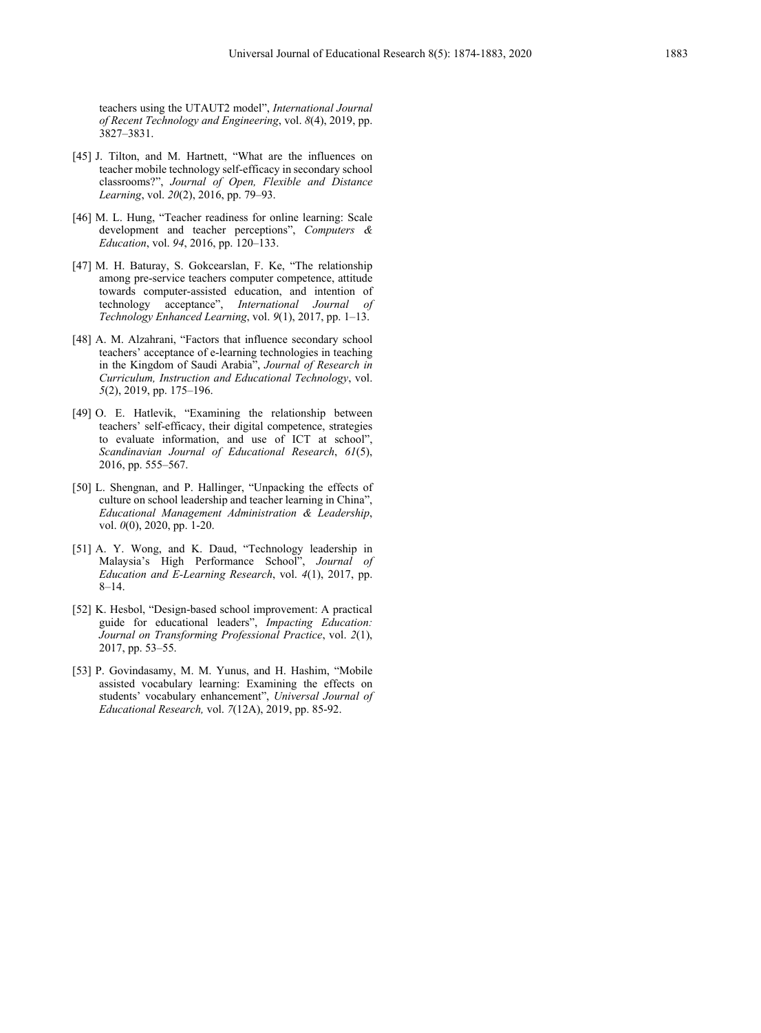teachers using the UTAUT2 model", *International Journal of Recent Technology and Engineering*, vol. *8*(4), 2019, pp. 3827–3831.

[45] J. Tilton, and M. Hartnett, "What are the influences on teacher mobile technology self-efficacy in secondary school classrooms?", *Journal of Open, Flexible and Distance Learning*, vol. *20*(2), 2016, pp. 79–93.

[46] M. L. Hung, "Teacher readiness for online learning: Scale development and teacher perceptions", *Computers & Education*, vol. *94*, 2016, pp. 120–133.

[47] M. H. Baturay, S. Gokcearslan, F. Ke, "The relationship among pre-service teachers computer competence, attitude towards computer-assisted education, and intention of technology acceptance", *International Journal of Technology Enhanced Learning*, vol. *9*(1), 2017, pp. 1–13.

[48] A. M. Alzahrani, "Factors that influence secondary school teachers' acceptance of e-learning technologies in teaching in the Kingdom of Saudi Arabia", *Journal of Research in Curriculum, Instruction and Educational Technology*, vol. *5*(2), 2019, pp. 175–196.

[49] O. E. Hatlevik, "Examining the relationship between teachers' self-efficacy, their digital competence, strategies to evaluate information, and use of ICT at school", *Scandinavian Journal of Educational Research*, *61*(5), 2016, pp. 555–567.

[50] L. Shengnan, and P. Hallinger, "Unpacking the effects of culture on school leadership and teacher learning in China", *Educational Management Administration & Leadership*, vol. *0*(0), 2020, pp. 1-20.

[51] A. Y. Wong, and K. Daud, "Technology leadership in Malaysia's High Performance School", *Journal of Education and E-Learning Research*, vol. *4*(1), 2017, pp. 8–14.

[52] K. Hesbol, "Design-based school improvement: A practical guide for educational leaders", *Impacting Education: Journal on Transforming Professional Practice*, vol. *2*(1), 2017, pp. 53–55.

[53] P. Govindasamy, M. M. Yunus, and H. Hashim, "Mobile assisted vocabulary learning: Examining the effects on students' vocabulary enhancement", *Universal Journal of Educational Research,* vol. *7*(12A), 2019, pp. 85-92.